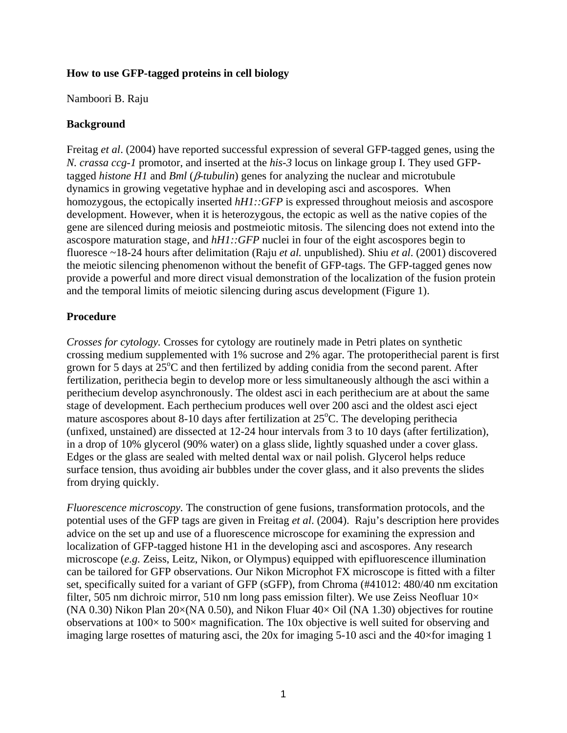**How to use GFP-tagged proteins in cell biology**

Namboori B. Raju

**Background**

Freitag *et al*. (2004) have reported successful expression of several GFP-tagged genes, using the *N. crassa ccg-1* promotor, and inserted at the *his-3* locus on linkage group I. They used GFP-tagged *histone H1* and *Bml* ($\beta$*-tubulin*) genes for analyzing the nuclear and microtubule dynamics in growing vegetative hyphae and in developing asci and ascospores. When homozygous, the ectopically inserted *hH1::GFP* is expressed throughout meiosis and ascospore development. However, when it is heterozygous, the ectopic as well as the native copies of the gene are silenced during meiosis and postmeiotic mitosis. The silencing does not extend into the ascospore maturation stage, and *hH1::GFP* nuclei in four of the eight ascospores begin to fluoresce ~18-24 hours after delimitation (Raju *et al.* unpublished). Shiu *et al*. (2001) discovered the meiotic silencing phenomenon without the benefit of GFP-tags. The GFP-tagged genes now provide a powerful and more direct visual demonstration of the localization of the fusion protein and the temporal limits of meiotic silencing during ascus development (Figure 1).

**Procedure**

*Crosses for cytology.* Crosses for cytology are routinely made in Petri plates on synthetic crossing medium supplemented with 1% sucrose and 2% agar. The protoperithecial parent is first grown for 5 days at 25$^{o}$C and then fertilized by adding conidia from the second parent. After fertilization, perithecia begin to develop more or less simultaneously although the asci within a perithecium develop asynchronously. The oldest asci in each perithecium are at about the same stage of development. Each perthecium produces well over 200 asci and the oldest asci eject mature ascospores about 8-10 days after fertilization at 25$^{o}$C. The developing perithecia (unfixed, unstained) are dissected at 12-24 hour intervals from 3 to 10 days (after fertilization), in a drop of 10% glycerol (90% water) on a glass slide, lightly squashed under a cover glass. Edges or the glass are sealed with melted dental wax or nail polish. Glycerol helps reduce surface tension, thus avoiding air bubbles under the cover glass, and it also prevents the slides from drying quickly.

*Fluorescence microscopy*. The construction of gene fusions, transformation protocols, and the potential uses of the GFP tags are given in Freitag *et al*. (2004). Raju's description here provides advice on the set up and use of a fluorescence microscope for examining the expression and localization of GFP-tagged histone H1 in the developing asci and ascospores. Any research microscope (*e.g.* Zeiss, Leitz, Nikon, or Olympus) equipped with epifluorescence illumination can be tailored for GFP observations. Our Nikon Microphot FX microscope is fitted with a filter set, specifically suited for a variant of GFP (sGFP), from Chroma (#41012: 480/40 nm excitation filter, 505 nm dichroic mirror, 510 nm long pass emission filter). We use Zeiss Neofluar 10× (NA 0.30) Nikon Plan 20×(NA 0.50), and Nikon Fluar 40× Oil (NA 1.30) objectives for routine observations at 100× to 500× magnification. The 10x objective is well suited for observing and imaging large rosettes of maturing asci, the 20x for imaging 5-10 asci and the 40×for imaging 1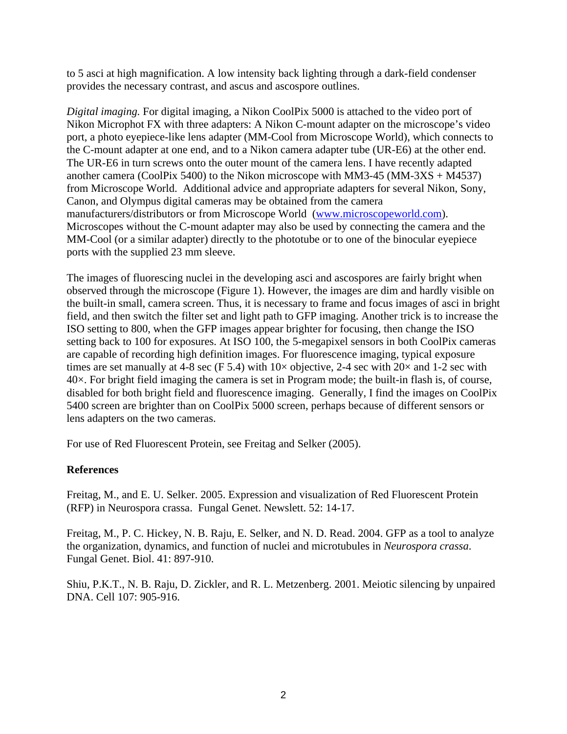to 5 asci at high magnification. A low intensity back lighting through a dark-field condenser provides the necessary contrast, and ascus and ascospore outlines.

*Digital imaging.* For digital imaging, a Nikon CoolPix 5000 is attached to the video port of Nikon Microphot FX with three adapters: A Nikon C-mount adapter on the microscope's video port, a photo eyepiece-like lens adapter (MM-Cool from Microscope World), which connects to the C-mount adapter at one end, and to a Nikon camera adapter tube (UR-E6) at the other end. The UR-E6 in turn screws onto the outer mount of the camera lens. I have recently adapted another camera (CoolPix 5400) to the Nikon microscope with MM3-45 (MM-3XS + M4537) from Microscope World. Additional advice and appropriate adapters for several Nikon, Sony, Canon, and Olympus digital cameras may be obtained from the camera manufacturers/distributors or from Microscope World ([www.microscopeworld.com](www.microscopeworld.com)). Microscopes without the C-mount adapter may also be used by connecting the camera and the MM-Cool (or a similar adapter) directly to the phototube or to one of the binocular eyepiece ports with the supplied 23 mm sleeve.

The images of fluorescing nuclei in the developing asci and ascospores are fairly bright when observed through the microscope (Figure 1). However, the images are dim and hardly visible on the built-in small, camera screen. Thus, it is necessary to frame and focus images of asci in bright field, and then switch the filter set and light path to GFP imaging. Another trick is to increase the ISO setting to 800, when the GFP images appear brighter for focusing, then change the ISO setting back to 100 for exposures. At ISO 100, the 5-megapixel sensors in both CoolPix cameras are capable of recording high definition images. For fluorescence imaging, typical exposure times are set manually at 4-8 sec (F 5.4) with 10× objective, 2-4 sec with 20× and 1-2 sec with 40×. For bright field imaging the camera is set in Program mode; the built-in flash is, of course, disabled for both bright field and fluorescence imaging. Generally, I find the images on CoolPix 5400 screen are brighter than on CoolPix 5000 screen, perhaps because of different sensors or lens adapters on the two cameras.

For use of Red Fluorescent Protein, see Freitag and Selker (2005).

**References**

Freitag, M., and E. U. Selker. 2005. Expression and visualization of Red Fluorescent Protein (RFP) in Neurospora crassa. Fungal Genet. Newslett. 52: 14-17.

Freitag, M., P. C. Hickey, N. B. Raju, E. Selker, and N. D. Read. 2004. GFP as a tool to analyze the organization, dynamics, and function of nuclei and microtubules in *Neurospora crassa*. Fungal Genet. Biol. 41: 897-910.

Shiu, P.K.T., N. B. Raju, D. Zickler, and R. L. Metzenberg. 2001. Meiotic silencing by unpaired DNA. Cell 107: 905-916.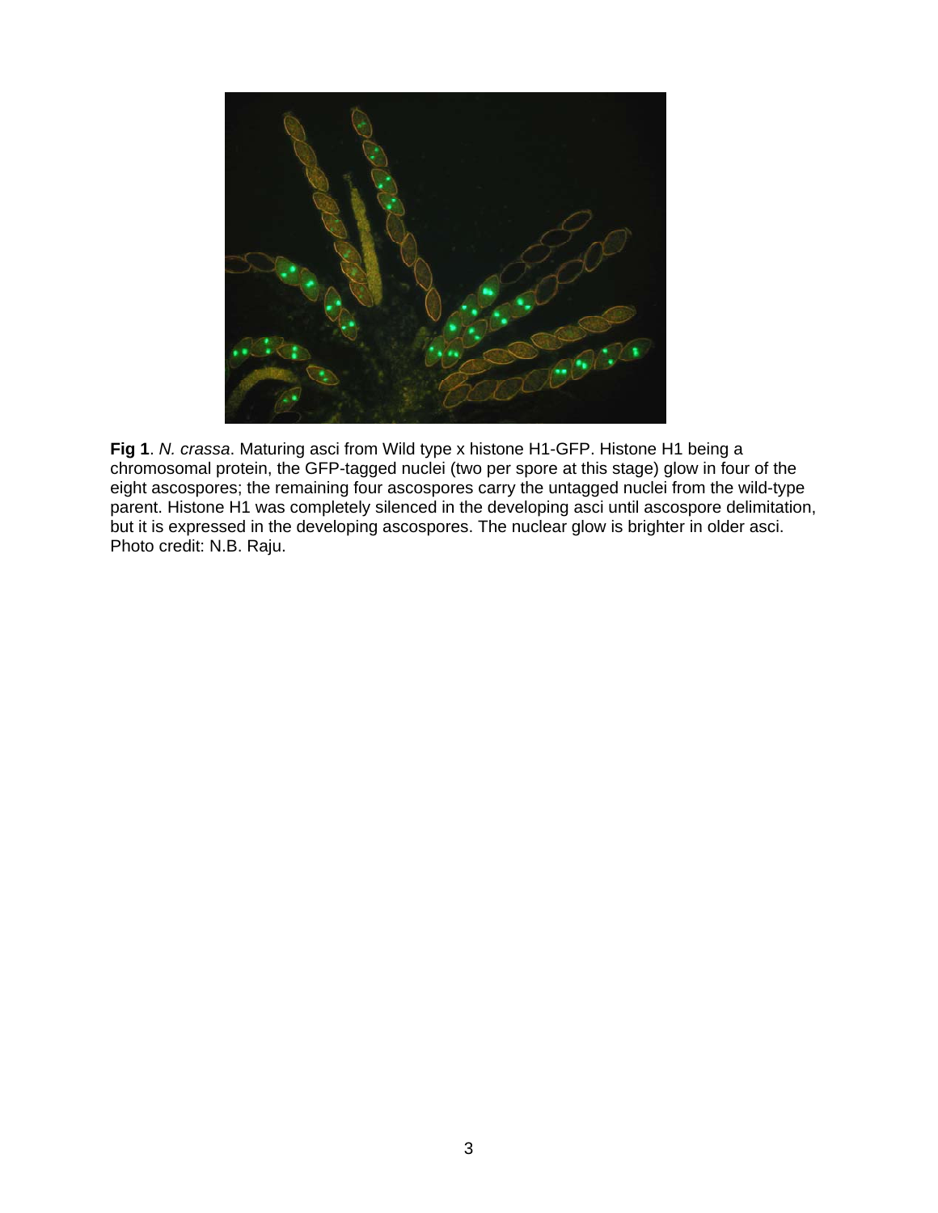**Fig 1**. *N. crassa*. Maturing asci from Wild type x histone H1-GFP. Histone H1 being a chromosomal protein, the GFP-tagged nuclei (two per spore at this stage) glow in four of the eight ascospores; the remaining four ascospores carry the untagged nuclei from the wild-type parent. Histone H1 was completely silenced in the developing asci until ascospore delimitation, but it is expressed in the developing ascospores. The nuclear glow is brighter in older asci. Photo credit: N.B. Raju.